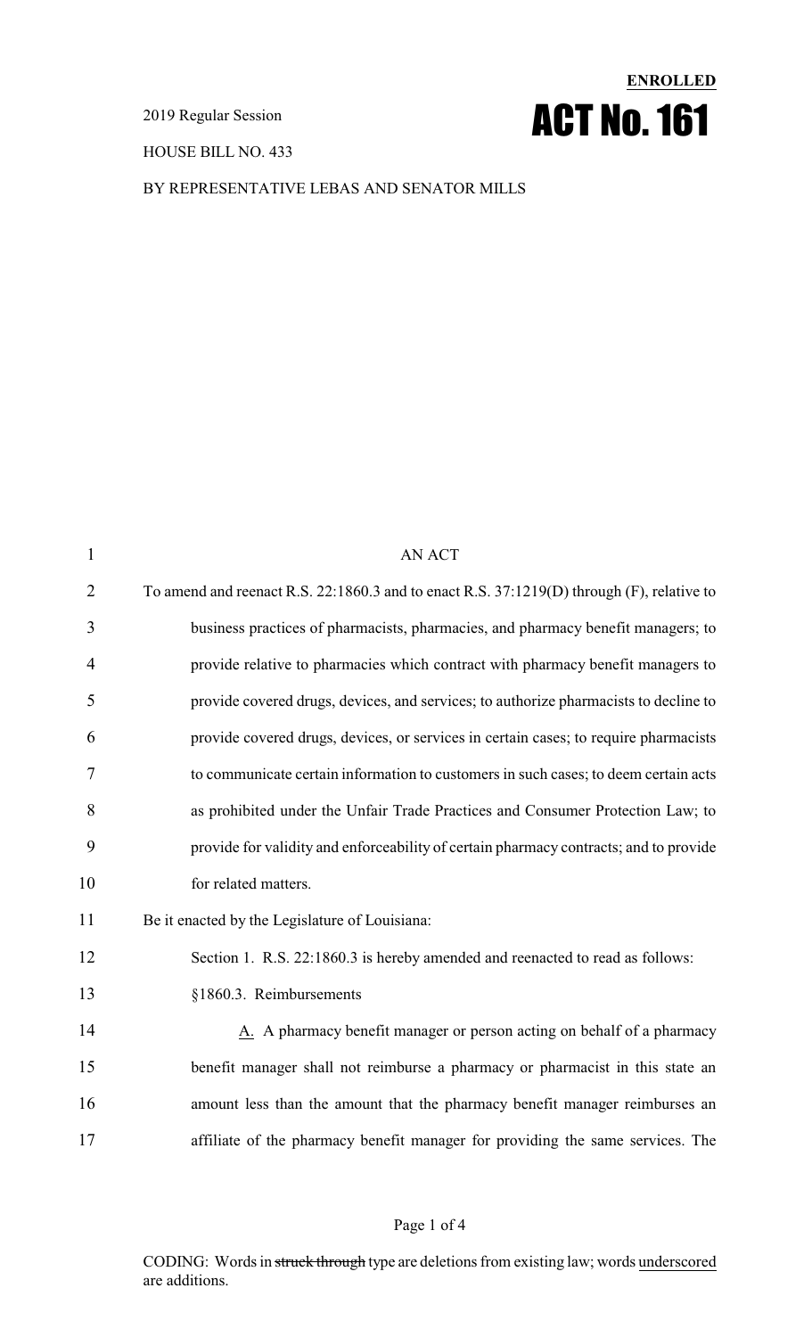**ENROLLED**

2019 Regular Session

# ACT No. 161

HOUSE BILL NO. 433

BY REPRESENTATIVE LEBAS AND SENATOR MILLS

AN ACT

To amend and reenact R.S. 22:1860.3 and to enact R.S. 37:1219(D) through (F), relative to business practices of pharmacists, pharmacies, and pharmacy benefit managers; to provide relative to pharmacies which contract with pharmacy benefit managers to provide covered drugs, devices, and services; to authorize pharmacists to decline to provide covered drugs, devices, or services in certain cases; to require pharmacists to communicate certain information to customers in such cases; to deem certain acts as prohibited under the Unfair Trade Practices and Consumer Protection Law; to provide for validity and enforceability of certain pharmacy contracts; and to provide for related matters.

Be it enacted by the Legislature of Louisiana:

Section 1. R.S. 22:1860.3 is hereby amended and reenacted to read as follows:

§1860.3. Reimbursements

A. A pharmacy benefit manager or person acting on behalf of a pharmacy benefit manager shall not reimburse a pharmacy or pharmacist in this state an amount less than the amount that the pharmacy benefit manager reimburses an affiliate of the pharmacy benefit manager for providing the same services. The

CODING: Words in ~~struck through~~ type are deletions from existing law; words underscored are additions.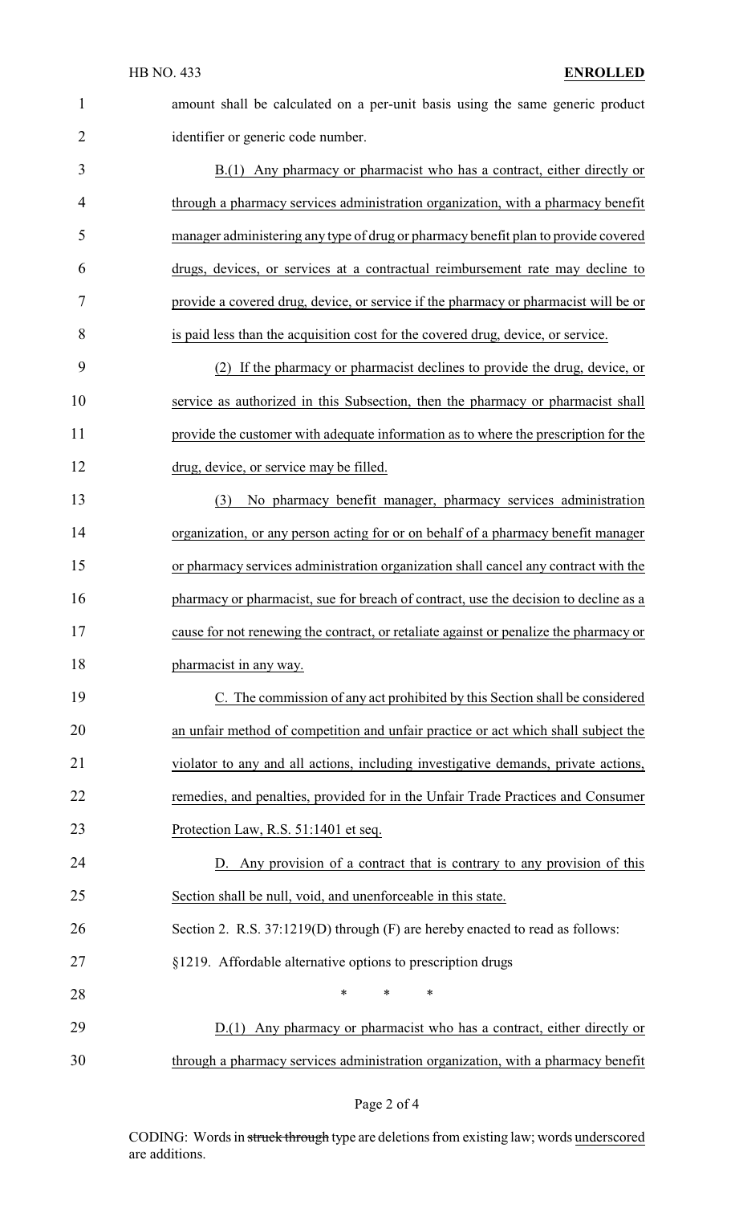amount shall be calculated on a per-unit basis using the same generic product identifier or generic code number.

B.(1) Any pharmacy or pharmacist who has a contract, either directly or through a pharmacy services administration organization, with a pharmacy benefit manager administering any type of drug or pharmacy benefit plan to provide covered drugs, devices, or services at a contractual reimbursement rate may decline to provide a covered drug, device, or service if the pharmacy or pharmacist will be or is paid less than the acquisition cost for the covered drug, device, or service.

(2) If the pharmacy or pharmacist declines to provide the drug, device, or service as authorized in this Subsection, then the pharmacy or pharmacist shall provide the customer with adequate information as to where the prescription for the drug, device, or service may be filled.

(3) No pharmacy benefit manager, pharmacy services administration organization, or any person acting for or on behalf of a pharmacy benefit manager or pharmacy services administration organization shall cancel any contract with the pharmacy or pharmacist, sue for breach of contract, use the decision to decline as a cause for not renewing the contract, or retaliate against or penalize the pharmacy or pharmacist in any way.

C. The commission of any act prohibited by this Section shall be considered an unfair method of competition and unfair practice or act which shall subject the violator to any and all actions, including investigative demands, private actions, remedies, and penalties, provided for in the Unfair Trade Practices and Consumer Protection Law, R.S. 51:1401 et seq.

D. Any provision of a contract that is contrary to any provision of this Section shall be null, void, and unenforceable in this state.

Section 2. R.S. 37:1219(D) through (F) are hereby enacted to read as follows:

§1219. Affordable alternative options to prescription drugs

\* \* \*

D.(1) Any pharmacy or pharmacist who has a contract, either directly or through a pharmacy services administration organization, with a pharmacy benefit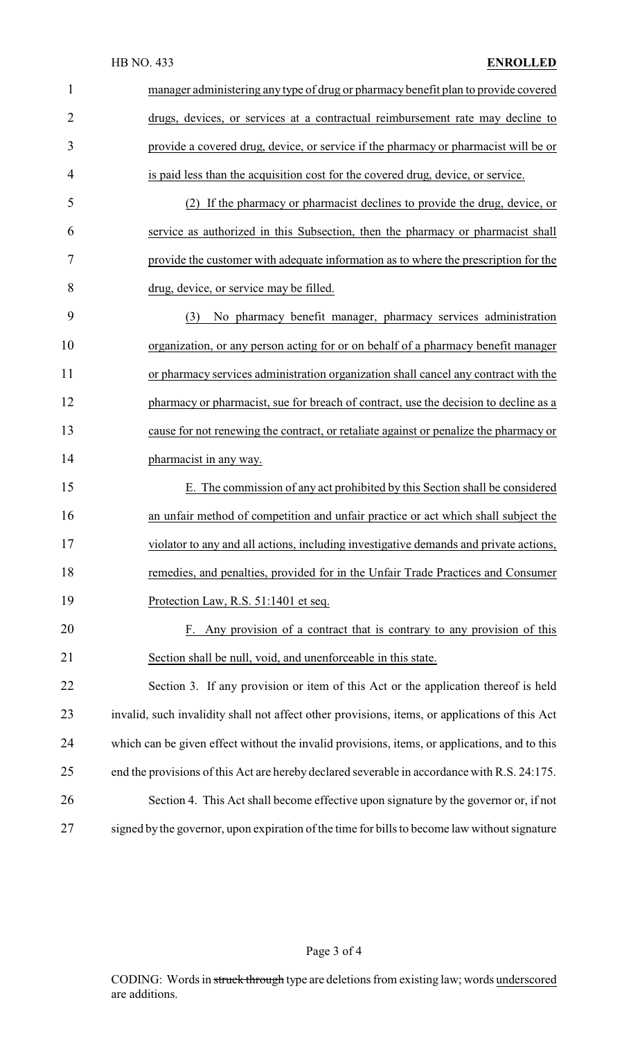manager administering any type of drug or pharmacy benefit plan to provide covered drugs, devices, or services at a contractual reimbursement rate may decline to provide a covered drug, device, or service if the pharmacy or pharmacist will be or is paid less than the acquisition cost for the covered drug, device, or service.

(2) If the pharmacy or pharmacist declines to provide the drug, device, or service as authorized in this Subsection, then the pharmacy or pharmacist shall provide the customer with adequate information as to where the prescription for the drug, device, or service may be filled.

(3) No pharmacy benefit manager, pharmacy services administration organization, or any person acting for or on behalf of a pharmacy benefit manager or pharmacy services administration organization shall cancel any contract with the pharmacy or pharmacist, sue for breach of contract, use the decision to decline as a cause for not renewing the contract, or retaliate against or penalize the pharmacy or pharmacist in any way.

E. The commission of any act prohibited by this Section shall be considered an unfair method of competition and unfair practice or act which shall subject the violator to any and all actions, including investigative demands and private actions, remedies, and penalties, provided for in the Unfair Trade Practices and Consumer Protection Law, R.S. 51:1401 et seq.

F. Any provision of a contract that is contrary to any provision of this Section shall be null, void, and unenforceable in this state.

Section 3. If any provision or item of this Act or the application thereof is held invalid, such invalidity shall not affect other provisions, items, or applications of this Act which can be given effect without the invalid provisions, items, or applications, and to this end the provisions of this Act are hereby declared severable in accordance with R.S. 24:175.

Section 4. This Act shall become effective upon signature by the governor or, if not signed by the governor, upon expiration of the time for bills to become law without signature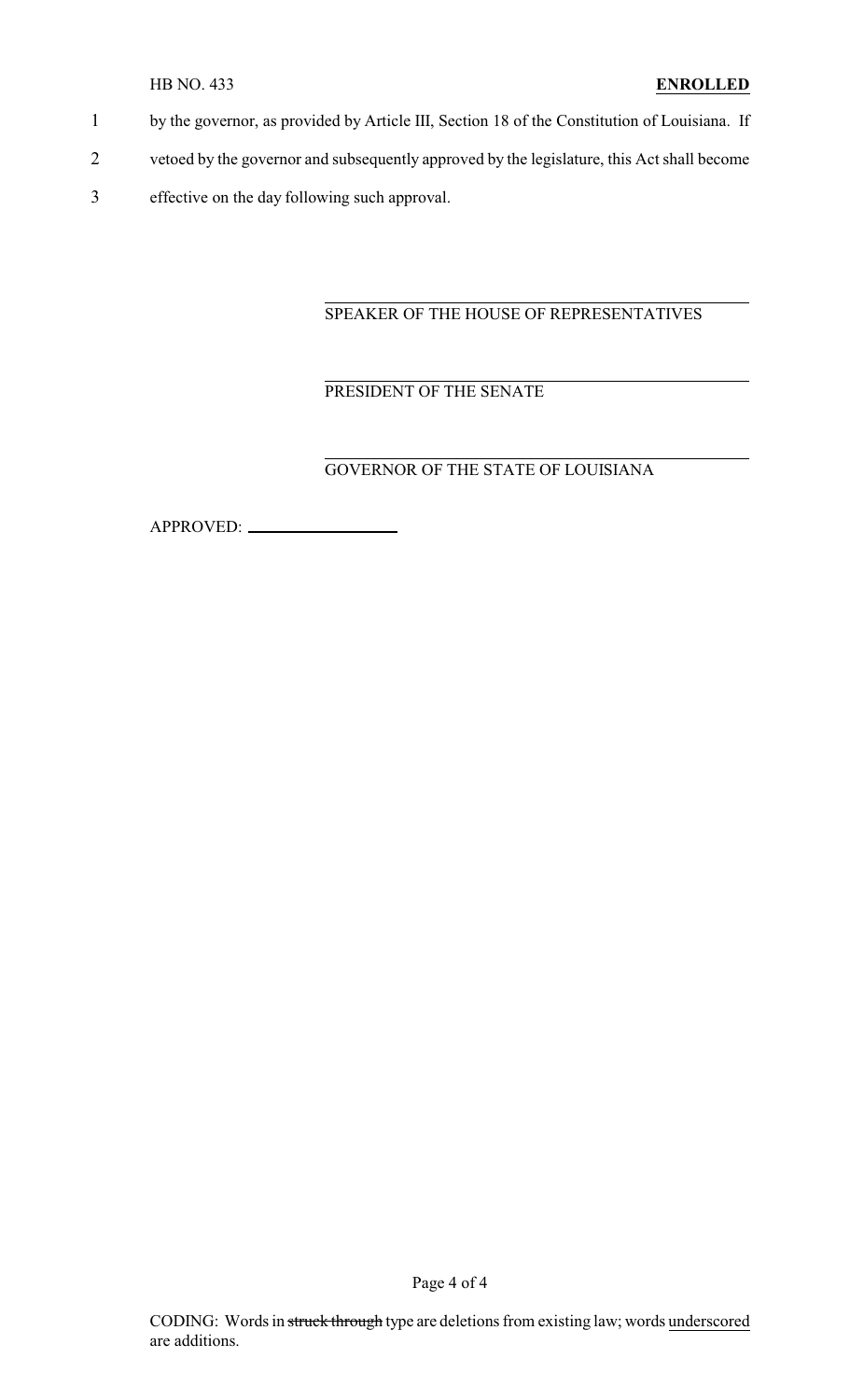by the governor, as provided by Article III, Section 18 of the Constitution of Louisiana. If vetoed by the governor and subsequently approved by the legislature, this Act shall become effective on the day following such approval.

SPEAKER OF THE HOUSE OF REPRESENTATIVES

PRESIDENT OF THE SENATE

GOVERNOR OF THE STATE OF LOUISIANA

APPROVED: \_\_\_\_\_\_\_\_\_\_\_\_\_\_\_\_\_\_

CODING: Words in struck through type are deletions from existing law; words underscored are additions.